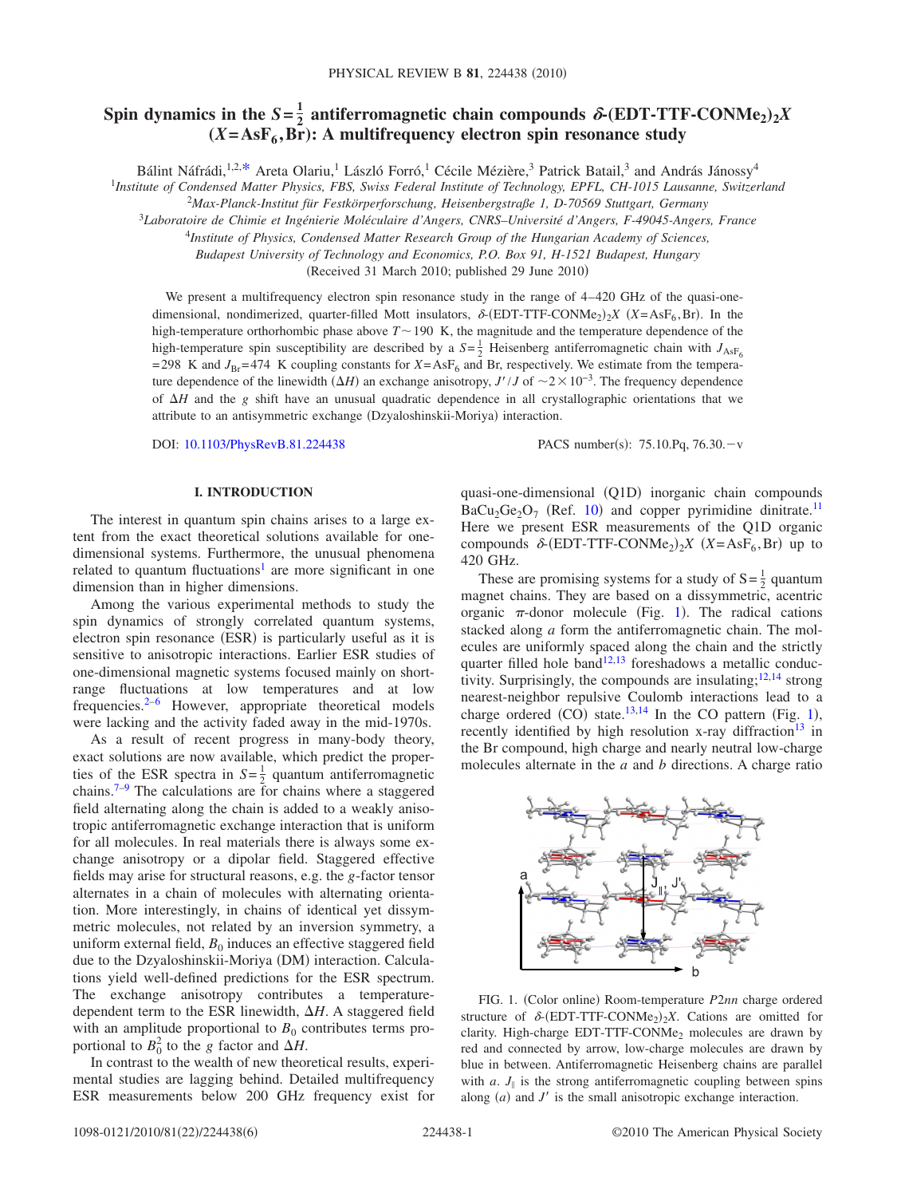# Spin dynamics in the $S=\frac{1}{2}$ antiferromagnetic chain compounds $\delta$-(EDT-TTF-CONMe$_2$)$_2X$ ($X$=AsF$_6$,Br): A multifrequency electron spin resonance study

Bálint Náfrádi,[1,2,*] Areta Olariu,[1] László Forró,[1] Cécile Mézière,[3] Patrick Batail,[3] and András Jánossy[4]

[1] Institute of Condensed Matter Physics, FBS, Swiss Federal Institute of Technology, EPFL, CH-1015 Lausanne, Switzerland
[2] Max-Planck-Institut für Festkörperforschung, Heisenbergstraße 1, D-70569 Stuttgart, Germany
[3] Laboratoire de Chimie et Ingénierie Moléculaire d'Angers, CNRS–Université d'Angers, F-49045-Angers, France
[4] Institute of Physics, Condensed Matter Research Group of the Hungarian Academy of Sciences, Budapest University of Technology and Economics, P.O. Box 91, H-1521 Budapest, Hungary

(Received 31 March 2010; published 29 June 2010)

We present a multifrequency electron spin resonance study in the range of 4–420 GHz of the quasi-one-dimensional, nondimerized, quarter-filled Mott insulators, $\delta$-(EDT-TTF-CONMe$_2$)$_2X$ ($X$=AsF$_6$,Br). In the high-temperature orthorhombic phase above $T\sim 190$ K, the magnitude and the temperature dependence of the high-temperature spin susceptibility are described by a $S=\frac{1}{2}$ Heisenberg antiferromagnetic chain with $J_{\mathrm{AsF_6}}=298$ K and $J_{\mathrm{Br}}=474$ K coupling constants for $X$=AsF$_6$ and Br, respectively. We estimate from the temperature dependence of the linewidth ($\Delta H$) an exchange anisotropy, $J'/J$ of $\sim 2\times 10^{-3}$. The frequency dependence of $\Delta H$ and the $g$ shift have an unusual quadratic dependence in all crystallographic orientations that we attribute to an antisymmetric exchange (Dzyaloshinskii-Moriya) interaction.

DOI: 10.1103/PhysRevB.81.224438 PACS number(s): 75.10.Pq, 76.30.−v

## I. INTRODUCTION

The interest in quantum spin chains arises to a large extent from the exact theoretical solutions available for one-dimensional systems. Furthermore, the unusual phenomena related to quantum fluctuations[1] are more significant in one dimension than in higher dimensions.

Among the various experimental methods to study the spin dynamics of strongly correlated quantum systems, electron spin resonance (ESR) is particularly useful as it is sensitive to anisotropic interactions. Earlier ESR studies of one-dimensional magnetic systems focused mainly on short-range fluctuations at low temperatures and at low frequencies.[2–6] However, appropriate theoretical models were lacking and the activity faded away in the mid-1970s.

As a result of recent progress in many-body theory, exact solutions are now available, which predict the properties of the ESR spectra in $S=\frac{1}{2}$ quantum antiferromagnetic chains.[7–9] The calculations are for chains where a staggered field alternating along the chain is added to a weakly anisotropic antiferromagnetic exchange interaction that is uniform for all molecules. In real materials there is always some exchange anisotropy or a dipolar field. Staggered effective fields may arise for structural reasons, e.g. the $g$-factor tensor alternates in a chain of molecules with alternating orientation. More interestingly, in chains of identical yet dissymmetric molecules, not related by an inversion symmetry, a uniform external field, $B_0$ induces an effective staggered field due to the Dzyaloshinskii-Moriya (DM) interaction. Calculations yield well-defined predictions for the ESR spectrum. The exchange anisotropy contributes a temperature-dependent term to the ESR linewidth, $\Delta H$. A staggered field with an amplitude proportional to $B_0$ contributes terms proportional to $B_0^2$ to the $g$ factor and $\Delta H$.

In contrast to the wealth of new theoretical results, experimental studies are lagging behind. Detailed multifrequency ESR measurements below 200 GHz frequency exist for quasi-one-dimensional (Q1D) inorganic chain compounds BaCu$_2$Ge$_2$O$_7$ (Ref. 10) and copper pyrimidine dinitrate.[11] Here we present ESR measurements of the Q1D organic compounds $\delta$-(EDT-TTF-CONMe$_2$)$_2X$ ($X$=AsF$_6$,Br) up to 420 GHz.

These are promising systems for a study of $S=\frac{1}{2}$ quantum magnet chains. They are based on a dissymmetric, acentric organic $\pi$-donor molecule (Fig. 1). The radical cations stacked along $a$ form the antiferromagnetic chain. The molecules are uniformly spaced along the chain and the strictly quarter filled hole band[12,13] foreshadows a metallic conductivity. Surprisingly, the compounds are insulating;[12,14] strong nearest-neighbor repulsive Coulomb interactions lead to a charge ordered (CO) state.[13,14] In the CO pattern (Fig. 1), recently identified by high resolution x-ray diffraction[13] in the Br compound, high charge and nearly neutral low-charge molecules alternate in the $a$ and $b$ directions. A charge ratio

FIG. 1. (Color online) Room-temperature $P2nn$ charge ordered structure of $\delta$-(EDT-TTF-CONMe$_2$)$_2X$. Cations are omitted for clarity. High-charge EDT-TTF-CONMe$_2$ molecules are drawn by red and connected by arrow, low-charge molecules are drawn by blue in between. Antiferromagnetic Heisenberg chains are parallel with $a$. $J_{\parallel}$ is the strong antiferromagnetic coupling between spins along ($a$) and $J'$ is the small anisotropic exchange interaction.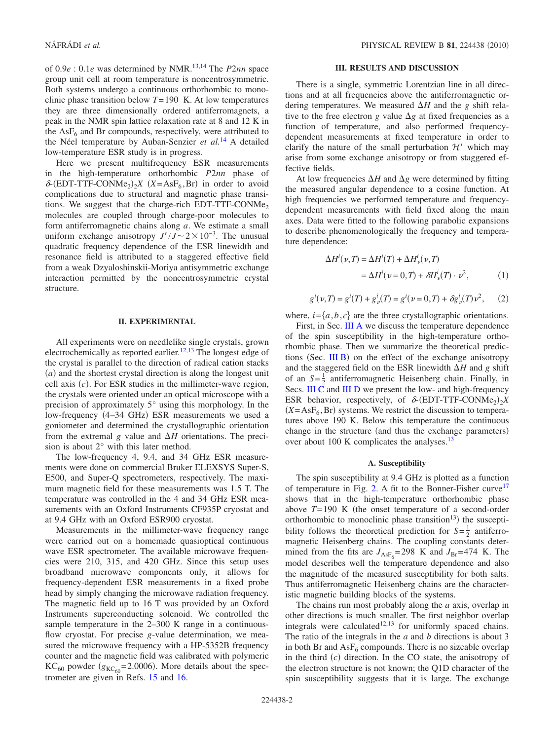of $0.9e : 0.1e$ was determined by NMR.[13,14] The $P2nn$ space group unit cell at room temperature is noncentrosymmetric. Both systems undergo a continuous orthorhombic to monoclinic phase transition below $T=190$ K. At low temperatures they are three dimensionally ordered antiferromagnets, a peak in the NMR spin lattice relaxation rate at 8 and 12 K in the $AsF_6$ and Br compounds, respectively, were attributed to the Néel temperature by Auban-Senzier *et al.*[14] A detailed low-temperature ESR study is in progress.

Here we present multifrequency ESR measurements in the high-temperature orthorhombic $P2nn$ phase of $\delta$-(EDT-TTF-CONMe$_2$)$_2X$ ($X$=$AsF_6$,Br) in order to avoid complications due to structural and magnetic phase transitions. We suggest that the charge-rich EDT-TTF-CONMe$_2$ molecules are coupled through charge-poor molecules to form antiferromagnetic chains along $a$. We estimate a small uniform exchange anisotropy $J'/J \sim 2\times10^{-3}$. The unusual quadratic frequency dependence of the ESR linewidth and resonance field is attributed to a staggered effective field from a weak Dzyaloshinskii-Moriya antisymmetric exchange interaction permitted by the noncentrosymmetric crystal structure.

## II. EXPERIMENTAL

All experiments were on needlelike single crystals, grown electrochemically as reported earlier.[12,13] The longest edge of the crystal is parallel to the direction of radical cation stacks ($a$) and the shortest crystal direction is along the longest unit cell axis ($c$). For ESR studies in the millimeter-wave region, the crystals were oriented under an optical microscope with a precision of approximately 5° using this morphology. In the low-frequency (4–34 GHz) ESR measurements we used a goniometer and determined the crystallographic orientation from the extremal $g$ value and $\Delta H$ orientations. The precision is about 2° with this later method.

The low-frequency 4, 9.4, and 34 GHz ESR measurements were done on commercial Bruker ELEXSYS Super-S, E500, and Super-Q spectrometers, respectively. The maximum magnetic field for these measurements was 1.5 T. The temperature was controlled in the 4 and 34 GHz ESR measurements with an Oxford Instruments CF935P cryostat and at 9.4 GHz with an Oxford ESR900 cryostat.

Measurements in the millimeter-wave frequency range were carried out on a homemade quasioptical continuous wave ESR spectrometer. The available microwave frequencies were 210, 315, and 420 GHz. Since this setup uses broadband microwave components only, it allows for frequency-dependent ESR measurements in a fixed probe head by simply changing the microwave radiation frequency. The magnetic field up to 16 T was provided by an Oxford Instruments superconducting solenoid. We controlled the sample temperature in the 2–300 K range in a continuous-flow cryostat. For precise $g$-value determination, we measured the microwave frequency with a HP-5352B frequency counter and the magnetic field was calibrated with polymeric $KC_{60}$ powder ($g_{KC_{60}}=2.0006$). More details about the spectrometer are given in Refs. 15 and 16.

## III. RESULTS AND DISCUSSION

There is a single, symmetric Lorentzian line in all directions and at all frequencies above the antiferromagnetic ordering temperatures. We measured $\Delta H$ and the $g$ shift relative to the free electron $g$ value $\Delta g$ at fixed frequencies as a function of temperature, and also performed frequency-dependent measurements at fixed temperature in order to clarify the nature of the small perturbation $\mathcal{H}'$ which may arise from some exchange anisotropy or from staggered effective fields.

At low frequencies $\Delta H$ and $\Delta g$ were determined by fitting the measured angular dependence to a cosine function. At high frequencies we performed temperature and frequency-dependent measurements with field fixed along the main axes. Data were fitted to the following parabolic expansions to describe phenomenologically the frequency and temperature dependence:

$$\Delta H^i(\nu,T) = \Delta H^i(T) + \Delta H^i_\nu(\nu,T) = \Delta H^i(\nu=0,T) + \delta H^i_\nu(T)\cdot\nu^2, \quad (1)$$

$$g^i(\nu,T) = g^i(T) + g^i_\nu(T) = g^i(\nu=0,T) + \delta g^i_\nu(T)\nu^2, \quad (2)$$

where, $i=\{a,b,c\}$ are the three crystallographic orientations.

First, in Sec. III A we discuss the temperature dependence of the spin susceptibility in the high-temperature orthorhombic phase. Then we summarize the theoretical predictions (Sec. III B) on the effect of the exchange anisotropy and the staggered field on the ESR linewidth $\Delta H$ and $g$ shift of an $S=\frac{1}{2}$ antiferromagnetic Heisenberg chain. Finally, in Secs. III C and III D we present the low- and high-frequency ESR behavior, respectively, of $\delta$-(EDT-TTF-CONMe$_2$)$_2X$ ($X$=$AsF_6$,Br) systems. We restrict the discussion to temperatures above 190 K. Below this temperature the continuous change in the structure (and thus the exchange parameters) over about 100 K complicates the analyses.[13]

### A. Susceptibility

The spin susceptibility at 9.4 GHz is plotted as a function of temperature in Fig. 2. A fit to the Bonner-Fisher curve[17] shows that in the high-temperature orthorhombic phase above $T=190$ K (the onset temperature of a second-order orthorhombic to monoclinic phase transition[13]) the susceptibility follows the theoretical prediction for $S=\frac{1}{2}$ antiferromagnetic Heisenberg chains. The coupling constants determined from the fits are $J_{AsF_6}=298$ K and $J_{Br}=474$ K. The model describes well the temperature dependence and also the magnitude of the measured susceptibility for both salts. Thus antiferromagnetic Heisenberg chains are the characteristic magnetic building blocks of the systems.

The chains run most probably along the $a$ axis, overlap in other directions is much smaller. The first neighbor overlap integrals were calculated[12,13] for uniformly spaced chains. The ratio of the integrals in the $a$ and $b$ directions is about 3 in both Br and $AsF_6$ compounds. There is no sizeable overlap in the third ($c$) direction. In the CO state, the anisotropy of the electron structure is not known; the Q1D character of the spin susceptibility suggests that it is large. The exchange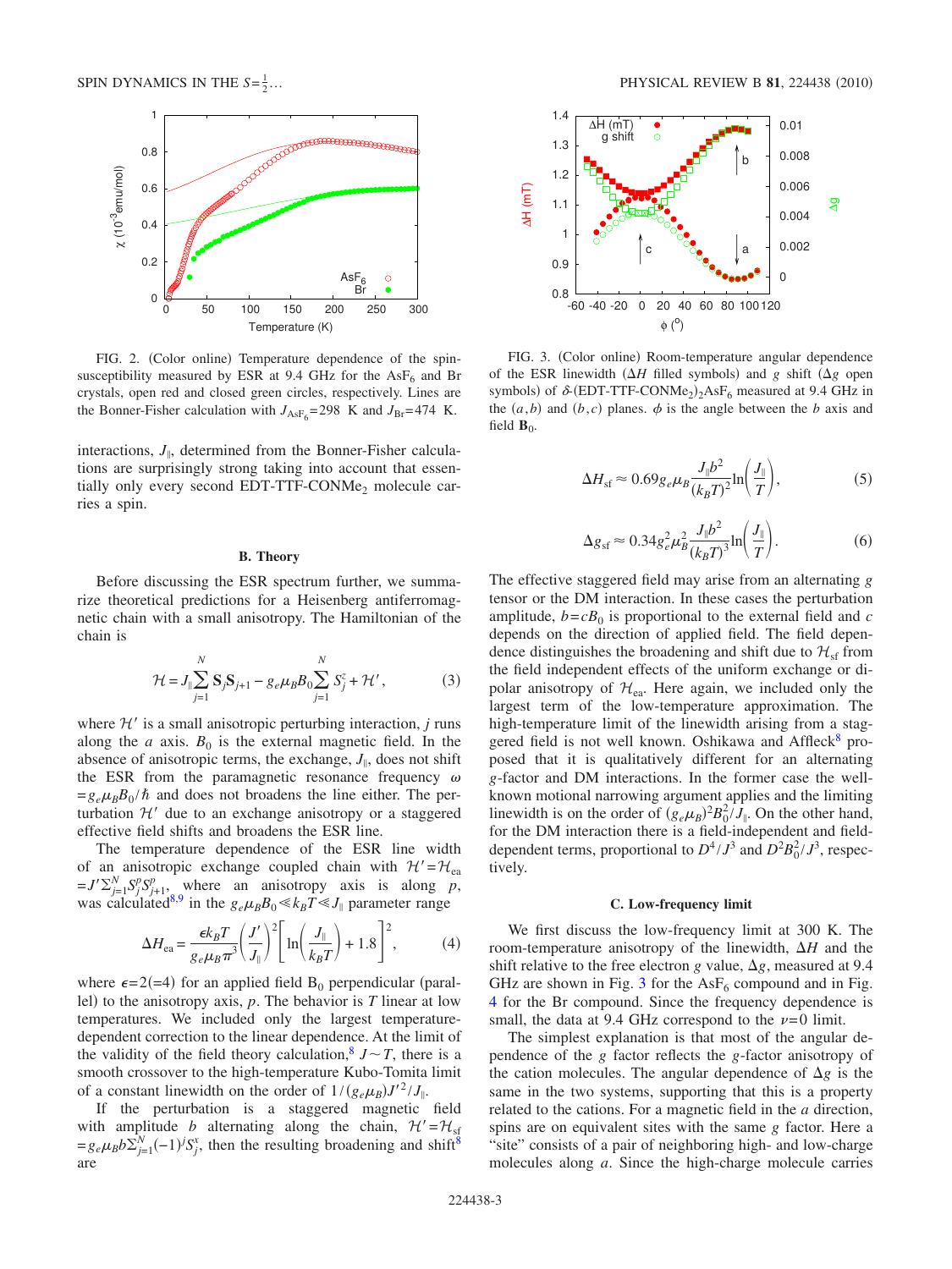FIG. 2. (Color online) Temperature dependence of the spin-susceptibility measured by ESR at 9.4 GHz for the $AsF_6$ and Br crystals, open red and closed green circles, respectively. Lines are the Bonner-Fisher calculation with $J_{AsF_6}=298$ K and $J_{Br}=474$ K.

interactions, $J_{\parallel}$, determined from the Bonner-Fisher calculations are surprisingly strong taking into account that essentially only every second EDT-TTF-$CONMe_2$ molecule carries a spin.

### B. Theory

Before discussing the ESR spectrum further, we summarize theoretical predictions for a Heisenberg antiferromagnetic chain with a small anisotropy. The Hamiltonian of the chain is

$$\mathcal{H} = J_{\parallel}\sum_{j=1}^{N} \mathbf{S}_j \mathbf{S}_{j+1} - g_e \mu_B B_0 \sum_{j=1}^{N} S_j^z + \mathcal{H}', \tag{3}$$

where $\mathcal{H}'$ is a small anisotropic perturbing interaction, $j$ runs along the $a$ axis. $B_0$ is the external magnetic field. In the absence of anisotropic terms, the exchange, $J_{\parallel}$, does not shift the ESR from the paramagnetic resonance frequency $\omega = g_e \mu_B B_0/\hbar$ and does not broadens the line either. The perturbation $\mathcal{H}'$ due to an exchange anisotropy or a staggered effective field shifts and broadens the ESR line.

The temperature dependence of the ESR line width of an anisotropic exchange coupled chain with $\mathcal{H}'=\mathcal{H}_{ea} = J'\sum_{j=1}^{N} S_j^p S_{j+1}^p$, where an anisotropy axis is along $p$, was calculated[8,9] in the $g_e\mu_B B_0 \ll k_B T \ll J_{\parallel}$ parameter range

$$\Delta H_{ea} = \frac{\epsilon k_B T}{g_e \mu_B \pi^3}\left(\frac{J'}{J_{\parallel}}\right)^2\left[\ln\left(\frac{J_{\parallel}}{k_B T}\right) + 1.8\right]^2, \tag{4}$$

where $\epsilon=2(=4)$ for an applied field $B_0$ perpendicular (parallel) to the anisotropy axis, $p$. The behavior is $T$ linear at low temperatures. We included only the largest temperature-dependent correction to the linear dependence. At the limit of the validity of the field theory calculation,[8] $J\sim T$, there is a smooth crossover to the high-temperature Kubo-Tomita limit of a constant linewidth on the order of $1/(g_e\mu_B)J'^2/J_{\parallel}$.

If the perturbation is a staggered magnetic field with amplitude $b$ alternating along the chain, $\mathcal{H}'=\mathcal{H}_{sf} = g_e \mu_B b \sum_{j=1}^{N}(-1)^j S_j^x$, then the resulting broadening and shift[8] are

FIG. 3. (Color online) Room-temperature angular dependence of the ESR linewidth ($\Delta H$ filled symbols) and $g$ shift ($\Delta g$ open symbols) of $\delta$-(EDT-TTF-$CONMe_2$)$_2$$AsF_6$ measured at 9.4 GHz in the $(a,b)$ and $(b,c)$ planes. $\phi$ is the angle between the $b$ axis and field $\mathbf{B}_0$.

$$\Delta H_{sf} \approx 0.69 g_e \mu_B \frac{J_{\parallel} b^2}{(k_B T)^2}\ln\left(\frac{J_{\parallel}}{T}\right), \tag{5}$$

$$\Delta g_{sf} \approx 0.34 g_e^2 \mu_B^2 \frac{J_{\parallel} b^2}{(k_B T)^3}\ln\left(\frac{J_{\parallel}}{T}\right). \tag{6}$$

The effective staggered field may arise from an alternating $g$ tensor or the DM interaction. In these cases the perturbation amplitude, $b=cB_0$ is proportional to the external field and $c$ depends on the direction of applied field. The field dependence distinguishes the broadening and shift due to $\mathcal{H}_{sf}$ from the field independent effects of the uniform exchange or dipolar anisotropy of $\mathcal{H}_{ea}$. Here again, we included only the largest term of the low-temperature approximation. The high-temperature limit of the linewidth arising from a staggered field is not well known. Oshikawa and Affleck[8] proposed that it is qualitatively different for an alternating $g$-factor and DM interactions. In the former case the well-known motional narrowing argument applies and the limiting linewidth is on the order of $(g_e\mu_B)^2 B_0^2/J_{\parallel}$. On the other hand, for the DM interaction there is a field-independent and field-dependent terms, proportional to $D^4/J^3$ and $D^2B_0^2/J^3$, respectively.

### C. Low-frequency limit

We first discuss the low-frequency limit at 300 K. The room-temperature anisotropy of the linewidth, $\Delta H$, and the shift relative to the free electron $g$ value, $\Delta g$, measured at 9.4 GHz are shown in Fig. 3 for the $AsF_6$ compound and in Fig. 4 for the Br compound. Since the frequency dependence is small, the data at 9.4 GHz correspond to the $\nu=0$ limit.

The simplest explanation is that most of the angular dependence of the $g$ factor reflects the $g$-factor anisotropy of the cation molecules. The angular dependence of $\Delta g$ is the same in the two systems, supporting that this is a property related to the cations. For a magnetic field in the $a$ direction, spins are on equivalent sites with the same $g$ factor. Here a "site" consists of a pair of neighboring high- and low-charge molecules along $a$. Since the high-charge molecule carries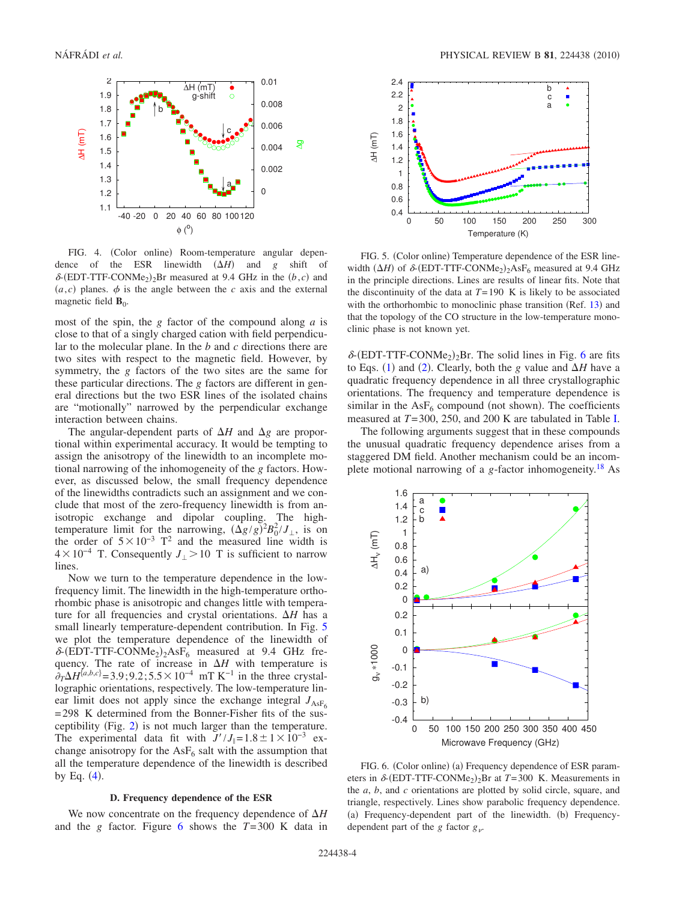FIG. 4. (Color online) Room-temperature angular dependence of the ESR linewidth ($\Delta H$) and $g$ shift of $\delta$-(EDT-TTF-CONMe$_2$)$_2$Br measured at 9.4 GHz in the $(b,c)$ and $(a,c)$ planes. $\phi$ is the angle between the $c$ axis and the external magnetic field $\mathbf{B}_0$.

most of the spin, the $g$ factor of the compound along $a$ is close to that of a singly charged cation with field perpendicular to the molecular plane. In the $b$ and $c$ directions there are two sites with respect to the magnetic field. However, by symmetry, the $g$ factors of the two sites are the same for these particular directions. The $g$ factors are different in general directions but the two ESR lines of the isolated chains are "motionally" narrowed by the perpendicular exchange interaction between chains.

The angular-dependent parts of $\Delta H$ and $\Delta g$ are proportional within experimental accuracy. It would be tempting to assign the anisotropy of the linewidth to an incomplete motional narrowing of the inhomogeneity of the $g$ factors. However, as discussed below, the small frequency dependence of the linewidths contradicts such an assignment and we conclude that most of the zero-frequency linewidth is from anisotropic exchange and dipolar coupling. The high-temperature limit for the narrowing, $(\Delta g/g)^2 B_0^2/J_\perp$, is on the order of $5\times10^{-3}$ T$^2$ and the measured line width is $4\times10^{-4}$ T. Consequently $J_\perp > 10$ T is sufficient to narrow lines.

Now we turn to the temperature dependence in the low-frequency limit. The linewidth in the high-temperature orthorhombic phase is anisotropic and changes little with temperature for all frequencies and crystal orientations. $\Delta H$ has a small linearly temperature-dependent contribution. In Fig. 5 we plot the temperature dependence of the linewidth of $\delta$-(EDT-TTF-CONMe$_2$)$_2$AsF$_6$ measured at 9.4 GHz frequency. The rate of increase in $\Delta H$ with temperature is $\partial_T \Delta H^{\{a,b,c\}} = 3.9; 9.2; 5.5\times10^{-4}$ mT K$^{-1}$ in the three crystallographic orientations, respectively. The low-temperature linear limit does not apply since the exchange integral $J_{\mathrm{AsF}_6} = 298$ K determined from the Bonner-Fisher fits of the susceptibility (Fig. 2) is not much larger than the temperature. The experimental data fit with $J'/J_\parallel = 1.8\pm1\times10^{-3}$ exchange anisotropy for the AsF$_6$ salt with the assumption that all the temperature dependence of the linewidth is described by Eq. (4).

### D. Frequency dependence of the ESR

We now concentrate on the frequency dependence of $\Delta H$ and the $g$ factor. Figure 6 shows the $T=300$ K data in $\delta$-(EDT-TTF-CONMe$_2$)$_2$Br. The solid lines in Fig. 6 are fits to Eqs. (1) and (2). Clearly, both the $g$ value and $\Delta H$ have a quadratic frequency dependence in all three crystallographic orientations. The frequency and temperature dependence is similar in the AsF$_6$ compound (not shown). The coefficients measured at $T=300$, 250, and 200 K are tabulated in Table I.

The following arguments suggest that in these compounds the unusual quadratic frequency dependence arises from a staggered DM field. Another mechanism could be an incomplete motional narrowing of a $g$-factor inhomogeneity.[18] As

FIG. 5. (Color online) Temperature dependence of the ESR linewidth ($\Delta H$) of $\delta$-(EDT-TTF-CONMe$_2$)$_2$AsF$_6$ measured at 9.4 GHz in the principle directions. Lines are results of linear fits. Note that the discontinuity of the data at $T=190$ K is likely to be associated with the orthorhombic to monoclinic phase transition (Ref. 13) and that the topology of the CO structure in the low-temperature monoclinic phase is not known yet.

FIG. 6. (Color online) (a) Frequency dependence of ESR parameters in $\delta$-(EDT-TTF-CONMe$_2$)$_2$Br at $T=300$ K. Measurements in the $a$, $b$, and $c$ orientations are plotted by solid circle, square, and triangle, respectively. Lines show parabolic frequency dependence. (a) Frequency-dependent part of the linewidth. (b) Frequency-dependent part of the $g$ factor $g_\nu$.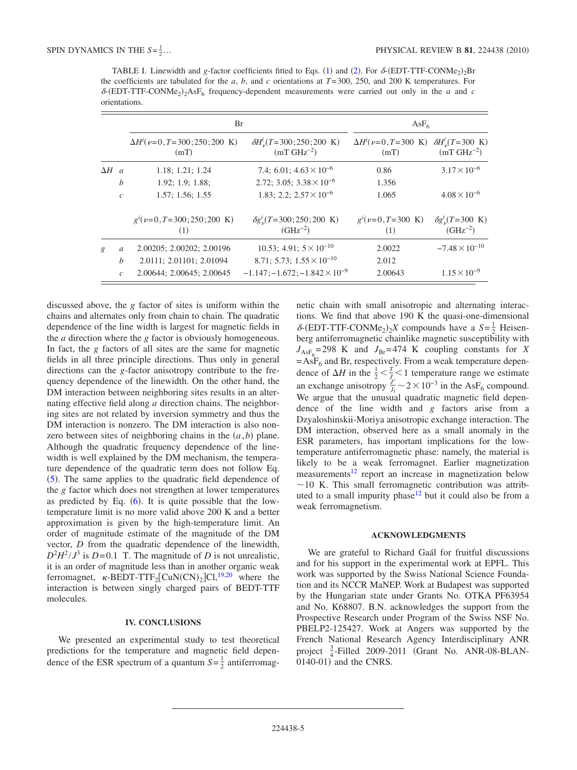TABLE I. Linewidth and $g$-factor coefficients fitted to Eqs. (1) and (2). For $\delta$-(EDT-TTF-CONMe$_2$)$_2$Br the coefficients are tabulated for the $a$, $b$, and $c$ orientations at $T$=300, 250, and 200 K temperatures. For $\delta$-(EDT-TTF-CONMe$_2$)$_2$AsF$_6$ frequency-dependent measurements were carried out only in the $a$ and $c$ orientations.

| | | Br | | AsF$_6$ | |
|---|---|---|---|---|---|
| | | $\Delta H^i(\nu=0,T=300;250;200\text{ K})$ (mT) | $\delta H^i_\nu(T=300;250;200\text{ K})$ (mT GHz$^{-2}$) | $\Delta H^i(\nu=0,T=300\text{ K})$ (mT) | $\delta H^i_\nu(T=300\text{ K})$ (mT GHz$^{-2}$) |
| $\Delta H$ | $a$ | 1.18; 1.21; 1.24 | 7.4; 6.01; $4.63\times10^{-6}$ | 0.86 | $3.17\times10^{-6}$ |
| | $b$ | 1.92; 1.9; 1.88; | 2.72; 3.05; $3.38\times10^{-6}$ | 1.356 | |
| | $c$ | 1.57; 1.56; 1.55 | 1.83; 2.2; $2.57\times10^{-6}$ | 1.065 | $4.08\times10^{-6}$ |
| | | $g^i(\nu=0,T=300;250;200\text{ K})$ (1) | $\delta g^i_\nu(T=300;250;200\text{ K})$ (GHz$^{-2}$) | $g^i(\nu=0,T=300\text{ K})$ (1) | $\delta g^i_\nu(T=300\text{ K})$ (GHz$^{-2}$) |
| $g$ | $a$ | 2.00205; 2.00202; 2.00196 | 10.53; 4.91; $5\times10^{-10}$ | 2.0022 | $-7.48\times10^{-10}$ |
| | $b$ | 2.0111; 2.01101; 2.01094 | 8.71; 5.73; $1.55\times10^{-10}$ | 2.012 | |
| | $c$ | 2.00644; 2.00645; 2.00645 | $-1.147;-1.672;-1.842\times10^{-9}$ | 2.00643 | $1.15\times10^{-9}$ |

discussed above, the $g$ factor of sites is uniform within the chains and alternates only from chain to chain. The quadratic dependence of the line width is largest for magnetic fields in the $a$ direction where the $g$ factor is obviously homogeneous. In fact, the $g$ factors of all sites are the same for magnetic fields in all three principle directions. Thus only in general directions can the $g$-factor anisotropy contribute to the frequency dependence of the linewidth. On the other hand, the DM interaction between neighboring sites results in an alternating effective field along $a$ direction chains. The neighboring sites are not related by inversion symmetry and thus the DM interaction is nonzero. The DM interaction is also nonzero between sites of neighboring chains in the $(a,b)$ plane. Although the quadratic frequency dependence of the linewidth is well explained by the DM mechanism, the temperature dependence of the quadratic term does not follow Eq. (5). The same applies to the quadratic field dependence of the $g$ factor which does not strengthen at lower temperatures as predicted by Eq. (6). It is quite possible that the low-temperature limit is no more valid above 200 K and a better approximation is given by the high-temperature limit. An order of magnitude estimate of the magnitude of the DM vector, $D$ from the quadratic dependence of the linewidth, $D^2H^2/J^3$ is $D=0.1$ T. The magnitude of $D$ is not unrealistic, it is an order of magnitude less than in another organic weak ferromagnet, $\kappa$-BEDT-TTF$_2$[CuN(CN)$_2$]Cl,[19,20] where the interaction is between singly charged pairs of BEDT-TTF molecules.

## IV. CONCLUSIONS

We presented an experimental study to test theoretical predictions for the temperature and magnetic field dependence of the ESR spectrum of a quantum $S=\frac{1}{2}$ antiferromagnetic chain with small anisotropic and alternating interactions. We find that above 190 K the quasi-one-dimensional $\delta$-(EDT-TTF-CONMe$_2$)$_2X$ compounds have a $S=\frac{1}{2}$ Heisenberg antiferromagnetic chainlike magnetic susceptibility with $J_{\text{AsF}_6}=298$ K and $J_{\text{Br}}=474$ K coupling constants for $X$ = AsF$_6$ and Br, respectively. From a weak temperature dependence of $\Delta H$ in the $\frac{1}{2}<\frac{T}{J}<1$ temperature range we estimate an exchange anisotropy $\frac{J'}{J_1}\sim2\times10^{-3}$ in the AsF$_6$ compound. We argue that the unusual quadratic magnetic field dependence of the line width and $g$ factors arise from a Dzyaloshinskii-Moriya anisotropic exchange interaction. The DM interaction, observed here as a small anomaly in the ESR parameters, has important implications for the low-temperature antiferromagnetic phase: namely, the material is likely to be a weak ferromagnet. Earlier magnetization measurements[12] report an increase in magnetization below $\sim$10 K. This small ferromagnetic contribution was attributed to a small impurity phase[12] but it could also be from a weak ferromagnetism.

## ACKNOWLEDGMENTS

We are grateful to Richard Gaál for fruitful discussions and for his support in the experimental work at EPFL. This work was supported by the Swiss National Science Foundation and its NCCR MaNEP. Work at Budapest was supported by the Hungarian state under Grants No. OTKA PF63954 and No. K68807. B.N. acknowledges the support from the Prospective Research under Program of the Swiss NSF No. PBELP2-125427. Work at Angers was supported by the French National Research Agency Interdisciplinary ANR project $\frac{3}{4}$-Filled 2009-2011 (Grant No. ANR-08-BLAN-0140-01) and the CNRS.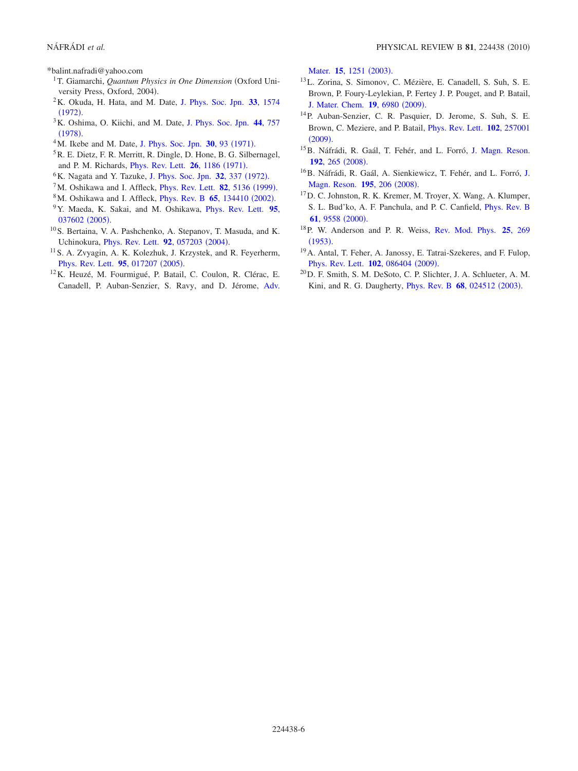*balint.nafradi@yahoo.com

[1] T. Giamarchi, *Quantum Physics in One Dimension* (Oxford University Press, Oxford, 2004).

[2] K. Okuda, H. Hata, and M. Date, J. Phys. Soc. Jpn. **33**, 1574 (1972).

[3] K. Oshima, O. Kiichi, and M. Date, J. Phys. Soc. Jpn. **44**, 757 (1978).

[4] M. Ikebe and M. Date, J. Phys. Soc. Jpn. **30**, 93 (1971).

[5] R. E. Dietz, F. R. Merritt, R. Dingle, D. Hone, B. G. Silbernagel, and P. M. Richards, Phys. Rev. Lett. **26**, 1186 (1971).

[6] K. Nagata and Y. Tazuke, J. Phys. Soc. Jpn. **32**, 337 (1972).

[7] M. Oshikawa and I. Affleck, Phys. Rev. Lett. **82**, 5136 (1999).

[8] M. Oshikawa and I. Affleck, Phys. Rev. B **65**, 134410 (2002).

[9] Y. Maeda, K. Sakai, and M. Oshikawa, Phys. Rev. Lett. **95**, 037602 (2005).

[10] S. Bertaina, V. A. Pashchenko, A. Stepanov, T. Masuda, and K. Uchinokura, Phys. Rev. Lett. **92**, 057203 (2004).

[11] S. A. Zvyagin, A. K. Kolezhuk, J. Krzystek, and R. Feyerherm, Phys. Rev. Lett. **95**, 017207 (2005).

[12] K. Heuzé, M. Fourmigué, P. Batail, C. Coulon, R. Clérac, E. Canadell, P. Auban-Senzier, S. Ravy, and D. Jérome, Adv. Mater. **15**, 1251 (2003).

[13] L. Zorina, S. Simonov, C. Mézière, E. Canadell, S. Suh, S. E. Brown, P. Foury-Leylekian, P. Fertey J. P. Pouget, and P. Batail, J. Mater. Chem. **19**, 6980 (2009).

[14] P. Auban-Senzier, C. R. Pasquier, D. Jerome, S. Suh, S. E. Brown, C. Meziere, and P. Batail, Phys. Rev. Lett. **102**, 257001 (2009).

[15] B. Náfrádi, R. Gaál, T. Fehér, and L. Forró, J. Magn. Reson. **192**, 265 (2008).

[16] B. Náfrádi, R. Gaál, A. Sienkiewicz, T. Fehér, and L. Forró, J. Magn. Reson. **195**, 206 (2008).

[17] D. C. Johnston, R. K. Kremer, M. Troyer, X. Wang, A. Klumper, S. L. Bud'ko, A. F. Panchula, and P. C. Canfield, Phys. Rev. B **61**, 9558 (2000).

[18] P. W. Anderson and P. R. Weiss, Rev. Mod. Phys. **25**, 269 (1953).

[19] A. Antal, T. Feher, A. Janossy, E. Tatrai-Szekeres, and F. Fulop, Phys. Rev. Lett. **102**, 086404 (2009).

[20] D. F. Smith, S. M. DeSoto, C. P. Slichter, J. A. Schlueter, A. M. Kini, and R. G. Daugherty, Phys. Rev. B **68**, 024512 (2003).